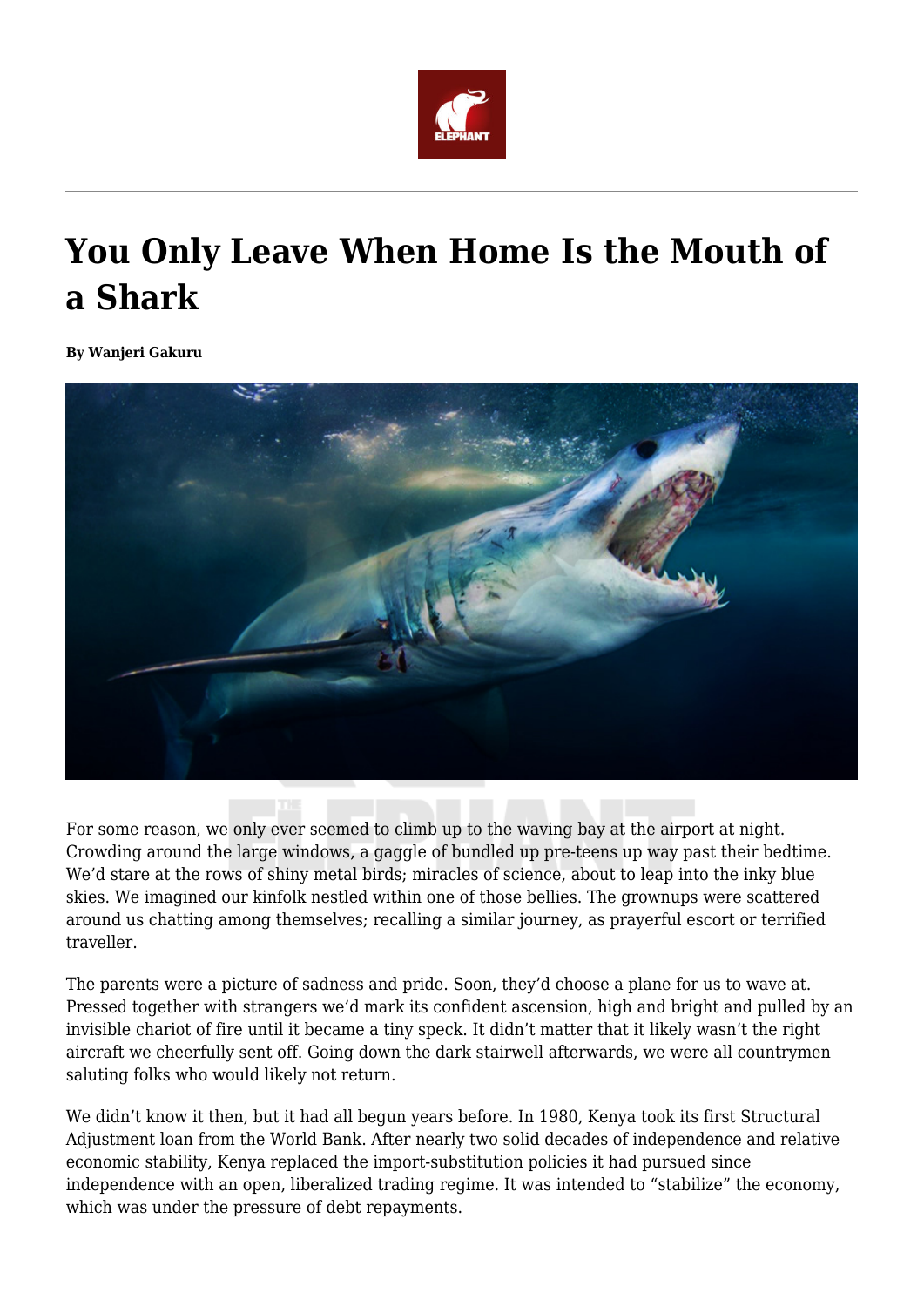# You Only Leave When Home Is the Mouth of a Shark

**By Wanjeri Gakuru**

For some reason, we only ever seemed to climb up to the waving bay at the airport at night. Crowding around the large windows, a gaggle of bundled up pre-teens up way past their bedtime. We'd stare at the rows of shiny metal birds; miracles of science, about to leap into the inky blue skies. We imagined our kinfolk nestled within one of those bellies. The grownups were scattered around us chatting among themselves; recalling a similar journey, as prayerful escort or terrified traveller.

The parents were a picture of sadness and pride. Soon, they'd choose a plane for us to wave at. Pressed together with strangers we'd mark its confident ascension, high and bright and pulled by an invisible chariot of fire until it became a tiny speck. It didn't matter that it likely wasn't the right aircraft we cheerfully sent off. Going down the dark stairwell afterwards, we were all countrymen saluting folks who would likely not return.

We didn't know it then, but it had all begun years before. In 1980, Kenya took its first Structural Adjustment loan from the World Bank. After nearly two solid decades of independence and relative economic stability, Kenya replaced the import-substitution policies it had pursued since independence with an open, liberalized trading regime. It was intended to "stabilize" the economy, which was under the pressure of debt repayments.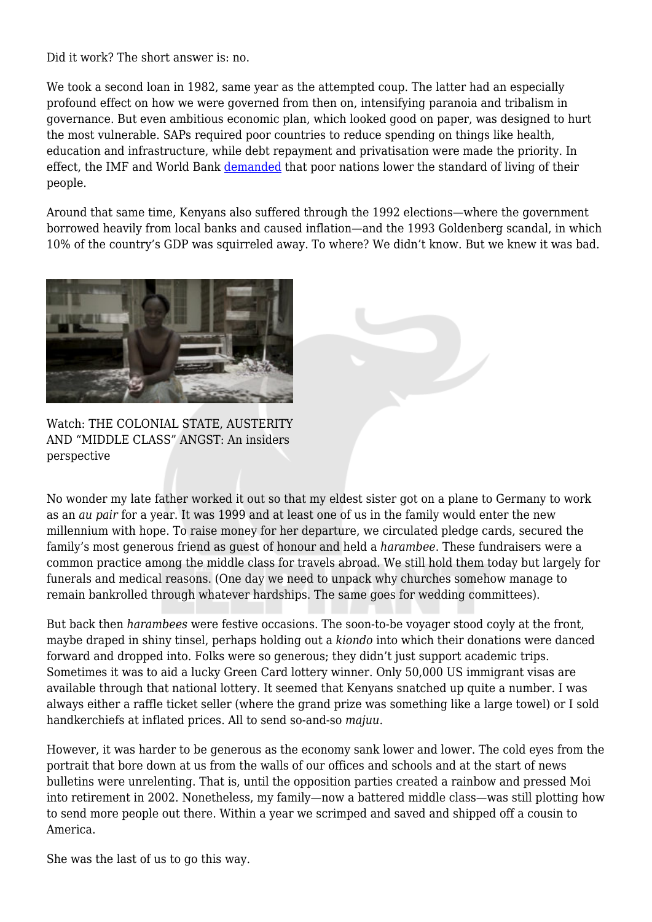Did it work? The short answer is: no.

We took a second loan in 1982, same year as the attempted coup. The latter had an especially profound effect on how we were governed from then on, intensifying paranoia and tribalism in governance. But even ambitious economic plan, which looked good on paper, was designed to hurt the most vulnerable. SAPs required poor countries to reduce spending on things like health, education and infrastructure, while debt repayment and privatisation were made the priority. In effect, the IMF and World Bank demanded that poor nations lower the standard of living of their people.

Around that same time, Kenyans also suffered through the 1992 elections—where the government borrowed heavily from local banks and caused inflation—and the 1993 Goldenberg scandal, in which 10% of the country's GDP was squirreled away. To where? We didn't know. But we knew it was bad.

Watch: THE COLONIAL STATE, AUSTERITY AND "MIDDLE CLASS" ANGST: An insiders perspective

No wonder my late father worked it out so that my eldest sister got on a plane to Germany to work as an *au pair* for a year. It was 1999 and at least one of us in the family would enter the new millennium with hope. To raise money for her departure, we circulated pledge cards, secured the family's most generous friend as guest of honour and held a *harambee*. These fundraisers were a common practice among the middle class for travels abroad. We still hold them today but largely for funerals and medical reasons. (One day we need to unpack why churches somehow manage to remain bankrolled through whatever hardships. The same goes for wedding committees).

But back then *harambees* were festive occasions. The soon-to-be voyager stood coyly at the front, maybe draped in shiny tinsel, perhaps holding out a *kiondo* into which their donations were danced forward and dropped into. Folks were so generous; they didn't just support academic trips. Sometimes it was to aid a lucky Green Card lottery winner. Only 50,000 US immigrant visas are available through that national lottery. It seemed that Kenyans snatched up quite a number. I was always either a raffle ticket seller (where the grand prize was something like a large towel) or I sold handkerchiefs at inflated prices. All to send so-and-so *majuu*.

However, it was harder to be generous as the economy sank lower and lower. The cold eyes from the portrait that bore down at us from the walls of our offices and schools and at the start of news bulletins were unrelenting. That is, until the opposition parties created a rainbow and pressed Moi into retirement in 2002. Nonetheless, my family—now a battered middle class—was still plotting how to send more people out there. Within a year we scrimped and saved and shipped off a cousin to America.

She was the last of us to go this way.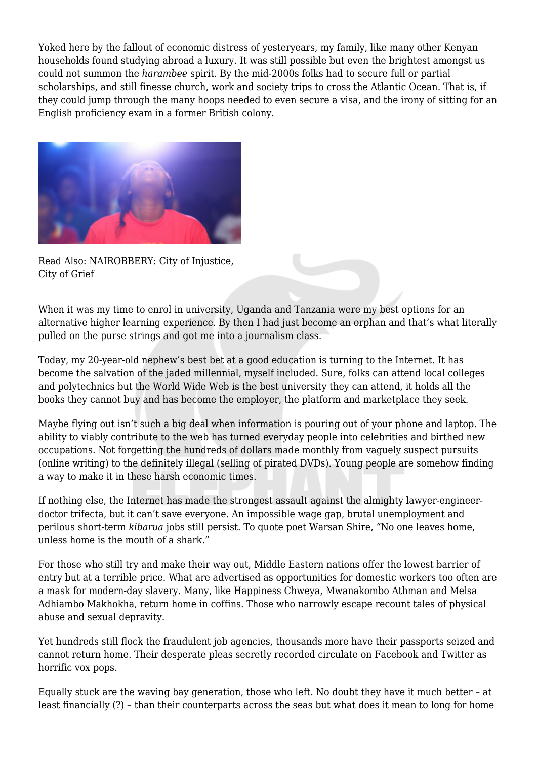Yoked here by the fallout of economic distress of yesteryears, my family, like many other Kenyan households found studying abroad a luxury. It was still possible but even the brightest amongst us could not summon the *harambee* spirit. By the mid-2000s folks had to secure full or partial scholarships, and still finesse church, work and society trips to cross the Atlantic Ocean. That is, if they could jump through the many hoops needed to even secure a visa, and the irony of sitting for an English proficiency exam in a former British colony.

Read Also: NAIROBBERY: City of Injustice, City of Grief

When it was my time to enrol in university, Uganda and Tanzania were my best options for an alternative higher learning experience. By then I had just become an orphan and that's what literally pulled on the purse strings and got me into a journalism class.

Today, my 20-year-old nephew's best bet at a good education is turning to the Internet. It has become the salvation of the jaded millennial, myself included. Sure, folks can attend local colleges and polytechnics but the World Wide Web is the best university they can attend, it holds all the books they cannot buy and has become the employer, the platform and marketplace they seek.

Maybe flying out isn't such a big deal when information is pouring out of your phone and laptop. The ability to viably contribute to the web has turned everyday people into celebrities and birthed new occupations. Not forgetting the hundreds of dollars made monthly from vaguely suspect pursuits (online writing) to the definitely illegal (selling of pirated DVDs). Young people are somehow finding a way to make it in these harsh economic times.

If nothing else, the Internet has made the strongest assault against the almighty lawyer-engineer-doctor trifecta, but it can't save everyone. An impossible wage gap, brutal unemployment and perilous short-term *kibarua* jobs still persist. To quote poet Warsan Shire, "No one leaves home, unless home is the mouth of a shark."

For those who still try and make their way out, Middle Eastern nations offer the lowest barrier of entry but at a terrible price. What are advertised as opportunities for domestic workers too often are a mask for modern-day slavery. Many, like Happiness Chweya, Mwanakombo Athman and Melsa Adhiambo Makhokha, return home in coffins. Those who narrowly escape recount tales of physical abuse and sexual depravity.

Yet hundreds still flock the fraudulent job agencies, thousands more have their passports seized and cannot return home. Their desperate pleas secretly recorded circulate on Facebook and Twitter as horrific vox pops.

Equally stuck are the waving bay generation, those who left. No doubt they have it much better – at least financially (?) – than their counterparts across the seas but what does it mean to long for home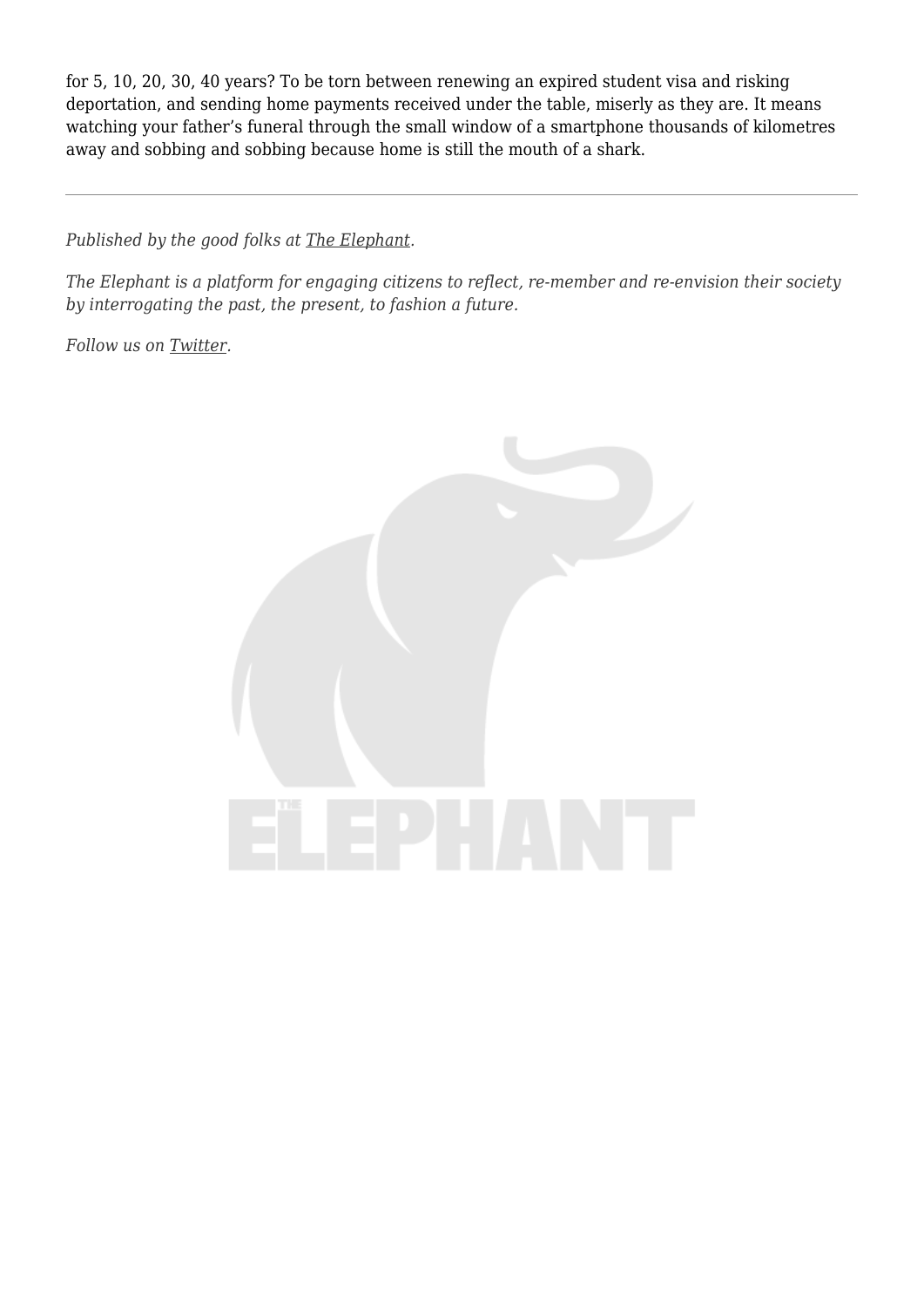for 5, 10, 20, 30, 40 years? To be torn between renewing an expired student visa and risking deportation, and sending home payments received under the table, miserly as they are. It means watching your father's funeral through the small window of a smartphone thousands of kilometres away and sobbing and sobbing because home is still the mouth of a shark.

---

*Published by the good folks at The Elephant.*

*The Elephant is a platform for engaging citizens to reflect, re-member and re-envision their society by interrogating the past, the present, to fashion a future.*

*Follow us on Twitter.*